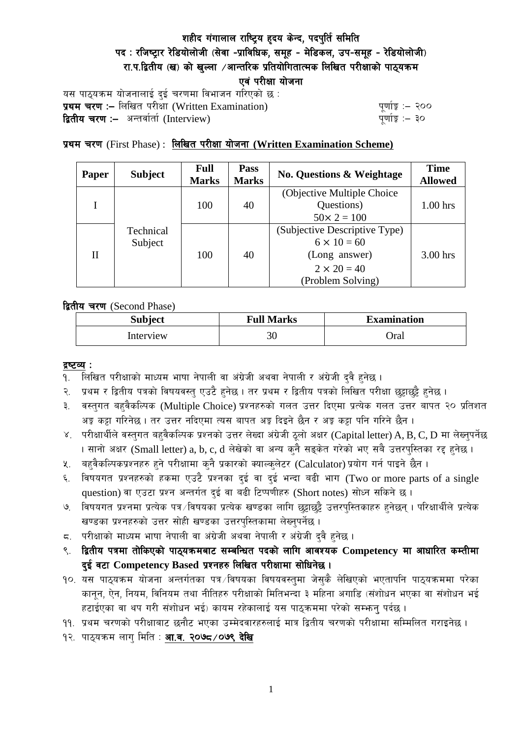# शहीद गंगालाल राष्ट्रिय हृदय केन्द, पदपुर्ति समिति

## पद : रजिष्ट्रार रेडियोलोजी (सेवा -प्राविधिक, समूह - मेडिकल, उप-समूह - रेडियोलोजी)

## रा.प.द्वितीय (ख) को खुल्ला /आन्तरिक प्रतियोगितात्मक लिखित परीक्षाको पाठ्यक्रम

## एवं परीक्षा योजना

यस पाठ्यक्रम योजनालाई दुई चरणमा विभाजन गरिएको छ :

**प्रथम चरण :–** लिखित परीक्षा (Written Examination) पूर्णाङ्क :– २००

**द्वितीय चरण :–** अन्तर्वार्ता (Interview) पूर्णाङ्क :– ३०

**प्रथम चरण** (First Phase) : **लिखित परीक्षा योजना (Written Examination Scheme)**

| Paper | Subject | Full Marks | Pass Marks | No. Questions & Weightage | Time Allowed |
|---|---|---|---|---|---|
| I | Technical Subject | 100 | 40 | (Objective Multiple Choice Questions) $50\times 2 = 100$ | 1.00 hrs |
| II | | 100 | 40 | (Subjective Descriptive Type) $6 \times 10 = 60$ (Long answer) $2 \times 20 = 40$ (Problem Solving) | 3.00 hrs |

**द्वितीय चरण** (Second Phase)

| Subject | Full Marks | Examination |
|---|---|---|
| Interview | 30 | Oral |

**द्रष्टव्य :**

१. लिखित परीक्षाको माध्यम भाषा नेपाली वा अंग्रेजी अथवा नेपाली र अंग्रेजी दुवै हुनेछ ।

२. प्रथम र द्वितीय पत्रको विषयवस्तु एउटै हुनेछ । तर प्रथम र द्वितीय पत्रको लिखित परीक्षा छुट्टाछुट्टै हुनेछ ।

३. वस्तुगत बहुवैकल्पिक (Multiple Choice) प्रश्नहरुको गलत उत्तर दिएमा प्रत्येक गलत उत्तर बापत २० प्रतिशत अङ्क कट्टा गरिनेछ । तर उत्तर नदिएमा त्यस बापत अङ्क दिइने छैन र अङ्क कट्टा पनि गरिने छैन ।

४. परीक्षार्थीले वस्तुगत बहुवैकल्पिक प्रश्नको उत्तर लेख्दा अंग्रेजी ठूलो अक्षर (Capital letter) A, B, C, D मा लेख्नुपर्नेछ । सानो अक्षर (Small letter) a, b, c, d लेखेको वा अन्य कुनै सङ्केत गरेको भए सबै उत्तरपुस्तिका रद्द हुनेछ ।

५. बहुवैकल्पिकप्रश्नहरु हुने परीक्षामा कुनै प्रकारको क्याल्कुलेटर (Calculator) प्रयोग गर्न पाइने छैन ।

६. विषयगत प्रश्नहरुको हकमा एउटै प्रश्नका दुई वा दुई भन्दा बढी भाग (Two or more parts of a single question) वा एउटा प्रश्न अन्तर्गत दुई वा बढी टिप्पणीहरु (Short notes) सोध्न सकिने छ ।

७. विषयगत प्रश्नमा प्रत्येक पत्र/विषयका प्रत्येक खण्डका लागि छुट्टाछुट्टै उत्तरपुस्तिकाहरु हुनेछन् । परिक्षार्थीले प्रत्येक खण्डका प्रश्नहरुको उत्तर सोही खण्डका उत्तरपुस्तिकामा लेख्नुपर्नेछ ।

८. परीक्षाको माध्यम भाषा नेपाली वा अंग्रेजी अथवा नेपाली र अंग्रेजी दुवै हुनेछ ।

९. **द्वितीय पत्रमा तोकिएको पाठ्यक्रमबाट सम्बन्धित पदको लागि आवश्यक Competency मा आधारित कम्तीमा दुई वटा Competency Based प्रश्नहरु लिखित परीक्षामा सोधिनेछ ।**

१०. यस पाठ्यक्रम योजना अन्तर्गतका पत्र/विषयका विषयवस्तुमा जेसुकै लेखिएको भएतापनि पाठ्यक्रममा परेका कानून, ऐन, नियम, विनियम तथा नीतिहरु परीक्षाको मितिभन्दा ३ महिना अगाडि (संशोधन भएका वा संशोधन भई हटाईएका वा थप गरी संशोधन भई) कायम रहेकालाई यस पाठ्कममा परेको सम्झनु पर्दछ ।

११. प्रथम चरणको परीक्षाबाट छनौट भएका उम्मेदवारहरुलाई मात्र द्वितीय चरणको परीक्षामा सम्मिलित गराइनेछ ।

१२. पाठ्यक्रम लागु मिति : **आ.व. २०७८/०७९ देखि**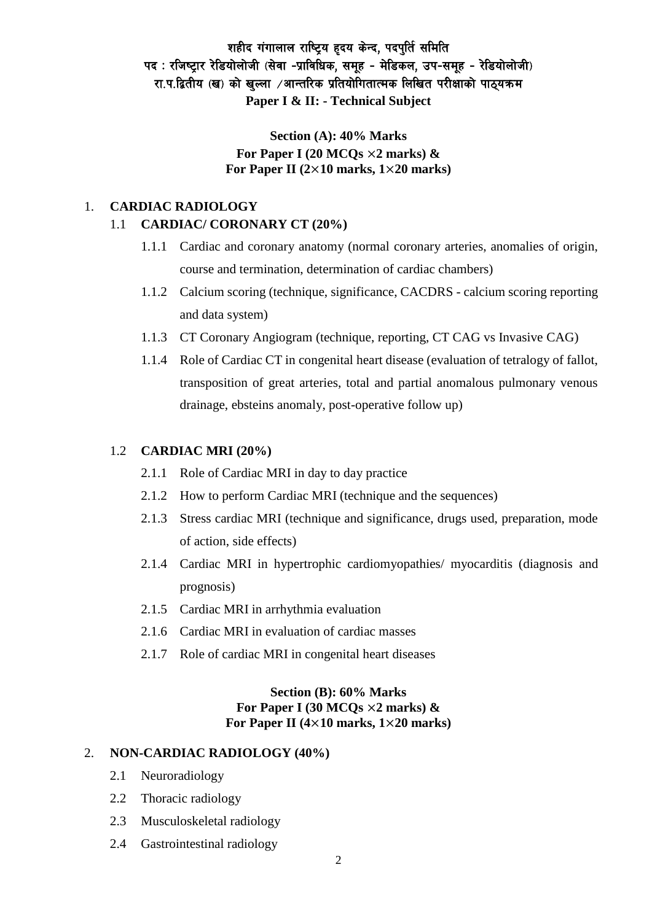# शहीद गंगालाल राष्ट्रिय हृदय केन्द, पदपुर्ति समिति

## पद : रजिष्ट्रार रेडियोलोजी (सेवा -प्राविधिक, समूह - मेडिकल, उप-समूह - रेडियोलोजी)

## रा.प.द्वितीय (ख) को खुल्ला /आन्तरिक प्रतियोगितात्मक लिखित परीक्षाको पाठ्यक्रम

## Paper I & II: - Technical Subject

**Section (A): 40% Marks**
**For Paper I (20 MCQs ×2 marks) &**
**For Paper II (2×10 marks, 1×20 marks)**

1. **CARDIAC RADIOLOGY**
   - 1.1 **CARDIAC/ CORONARY CT (20%)**
     - 1.1.1 Cardiac and coronary anatomy (normal coronary arteries, anomalies of origin, course and termination, determination of cardiac chambers)
     - 1.1.2 Calcium scoring (technique, significance, CACDRS - calcium scoring reporting and data system)
     - 1.1.3 CT Coronary Angiogram (technique, reporting, CT CAG vs Invasive CAG)
     - 1.1.4 Role of Cardiac CT in congenital heart disease (evaluation of tetralogy of fallot, transposition of great arteries, total and partial anomalous pulmonary venous drainage, ebsteins anomaly, post-operative follow up)
   - 1.2 **CARDIAC MRI (20%)**
     - 2.1.1 Role of Cardiac MRI in day to day practice
     - 2.1.2 How to perform Cardiac MRI (technique and the sequences)
     - 2.1.3 Stress cardiac MRI (technique and significance, drugs used, preparation, mode of action, side effects)
     - 2.1.4 Cardiac MRI in hypertrophic cardiomyopathies/ myocarditis (diagnosis and prognosis)
     - 2.1.5 Cardiac MRI in arrhythmia evaluation
     - 2.1.6 Cardiac MRI in evaluation of cardiac masses
     - 2.1.7 Role of cardiac MRI in congenital heart diseases

**Section (B): 60% Marks**
**For Paper I (30 MCQs ×2 marks) &**
**For Paper II (4×10 marks, 1×20 marks)**

2. **NON-CARDIAC RADIOLOGY (40%)**
   - 2.1 Neuroradiology
   - 2.2 Thoracic radiology
   - 2.3 Musculoskeletal radiology
   - 2.4 Gastrointestinal radiology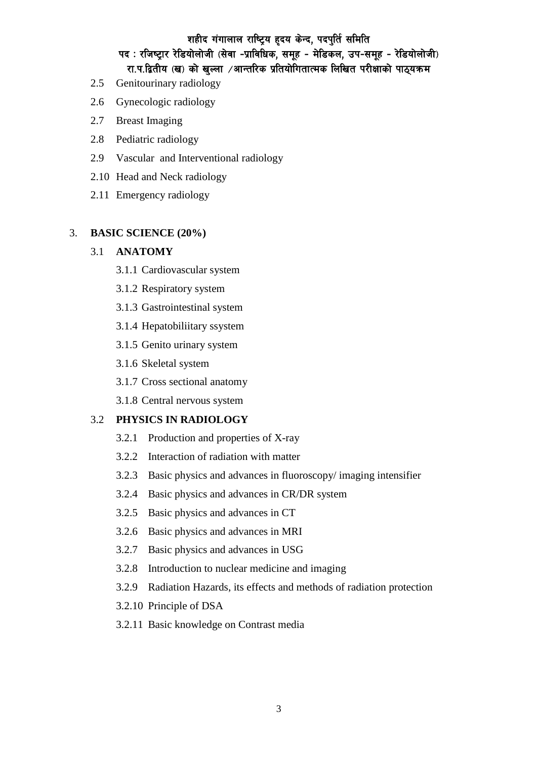2.5 Genitourinary radiology

2.6 Gynecologic radiology

2.7 Breast Imaging

2.8 Pediatric radiology

2.9 Vascular and Interventional radiology

2.10 Head and Neck radiology

2.11 Emergency radiology

## 3. BASIC SCIENCE (20%)

### 3.1 ANATOMY

3.1.1 Cardiovascular system

3.1.2 Respiratory system

3.1.3 Gastrointestinal system

3.1.4 Hepatobiliitary ssystem

3.1.5 Genito urinary system

3.1.6 Skeletal system

3.1.7 Cross sectional anatomy

3.1.8 Central nervous system

### 3.2 PHYSICS IN RADIOLOGY

3.2.1 Production and properties of X-ray

3.2.2 Interaction of radiation with matter

3.2.3 Basic physics and advances in fluoroscopy/ imaging intensifier

3.2.4 Basic physics and advances in CR/DR system

3.2.5 Basic physics and advances in CT

3.2.6 Basic physics and advances in MRI

3.2.7 Basic physics and advances in USG

3.2.8 Introduction to nuclear medicine and imaging

3.2.9 Radiation Hazards, its effects and methods of radiation protection

3.2.10 Principle of DSA

3.2.11 Basic knowledge on Contrast media